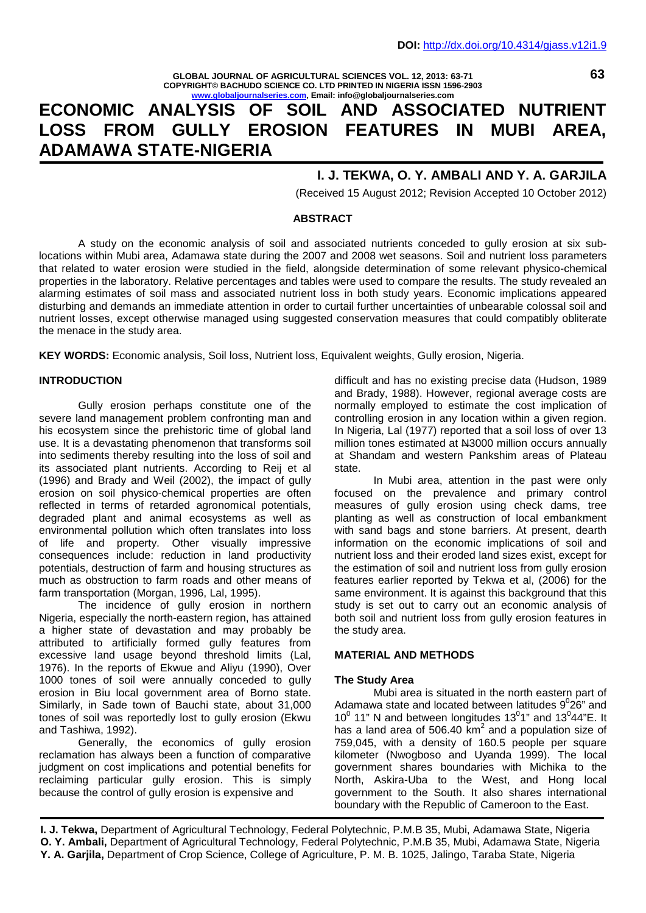# ECONOMIC ANALYSIS OF SOIL AND ASSOCIATED NUTRIENT LOSS FROM GULLY EROSION FEATURES IN MUBI AREA, ADAMAWA STATE-NIGERIA

## I. J. TEKWA, O. Y. AMBALI AND Y. A. GARJILA

(Received 15 August 2012; Revision Accepted 10 October 2012)

### ABSTRACT

A study on the economic analysis of soil and associated nutrients conceded to gully erosion at six sub-locations within Mubi area, Adamawa state during the 2007 and 2008 wet seasons. Soil and nutrient loss parameters that related to water erosion were studied in the field, alongside determination of some relevant physico-chemical properties in the laboratory. Relative percentages and tables were used to compare the results. The study revealed an alarming estimates of soil mass and associated nutrient loss in both study years. Economic implications appeared disturbing and demands an immediate attention in order to curtail further uncertainties of unbearable colossal soil and nutrient losses, except otherwise managed using suggested conservation measures that could compatibly obliterate the menace in the study area.

**KEY WORDS:** Economic analysis, Soil loss, Nutrient loss, Equivalent weights, Gully erosion, Nigeria.

### INTRODUCTION

Gully erosion perhaps constitute one of the severe land management problem confronting man and his ecosystem since the prehistoric time of global land use. It is a devastating phenomenon that transforms soil into sediments thereby resulting into the loss of soil and its associated plant nutrients. According to Reij et al (1996) and Brady and Weil (2002), the impact of gully erosion on soil physico-chemical properties are often reflected in terms of retarded agronomical potentials, degraded plant and animal ecosystems as well as environmental pollution which often translates into loss of life and property. Other visually impressive consequences include: reduction in land productivity potentials, destruction of farm and housing structures as much as obstruction to farm roads and other means of farm transportation (Morgan, 1996, Lal, 1995).

The incidence of gully erosion in northern Nigeria, especially the north-eastern region, has attained a higher state of devastation and may probably be attributed to artificially formed gully features from excessive land usage beyond threshold limits (Lal, 1976). In the reports of Ekwue and Aliyu (1990), Over 1000 tones of soil were annually conceded to gully erosion in Biu local government area of Borno state. Similarly, in Sade town of Bauchi state, about 31,000 tones of soil was reportedly lost to gully erosion (Ekwu and Tashiwa, 1992).

Generally, the economics of gully erosion reclamation has always been a function of comparative judgment on cost implications and potential benefits for reclaiming particular gully erosion. This is simply because the control of gully erosion is expensive and difficult and has no existing precise data (Hudson, 1989 and Brady, 1988). However, regional average costs are normally employed to estimate the cost implication of controlling erosion in any location within a given region. In Nigeria, Lal (1977) reported that a soil loss of over 13 million tones estimated at ₦3000 million occurs annually at Shandam and western Pankshim areas of Plateau state.

In Mubi area, attention in the past were only focused on the prevalence and primary control measures of gully erosion using check dams, tree planting as well as construction of local embankment with sand bags and stone barriers. At present, dearth information on the economic implications of soil and nutrient loss and their eroded land sizes exist, except for the estimation of soil and nutrient loss from gully erosion features earlier reported by Tekwa et al, (2006) for the same environment. It is against this background that this study is set out to carry out an economic analysis of both soil and nutrient loss from gully erosion features in the study area.

### MATERIAL AND METHODS

#### The Study Area

Mubi area is situated in the north eastern part of Adamawa state and located between latitudes $9^0 26"$ and $10^0$ 11" N and between longitudes $13^0 1"$ and $13^0 44"$E. It has a land area of 506.40 $km^2$ and a population size of 759,045, with a density of 160.5 people per square kilometer (Nwogboso and Uyanda 1999). The local government shares boundaries with Michika to the North, Askira-Uba to the West, and Hong local government to the South. It also shares international boundary with the Republic of Cameroon to the East.

**I. J. Tekwa,** Department of Agricultural Technology, Federal Polytechnic, P.M.B 35, Mubi, Adamawa State, Nigeria
**O. Y. Ambali,** Department of Agricultural Technology, Federal Polytechnic, P.M.B 35, Mubi, Adamawa State, Nigeria
**Y. A. Garjila,** Department of Crop Science, College of Agriculture, P. M. B. 1025, Jalingo, Taraba State, Nigeria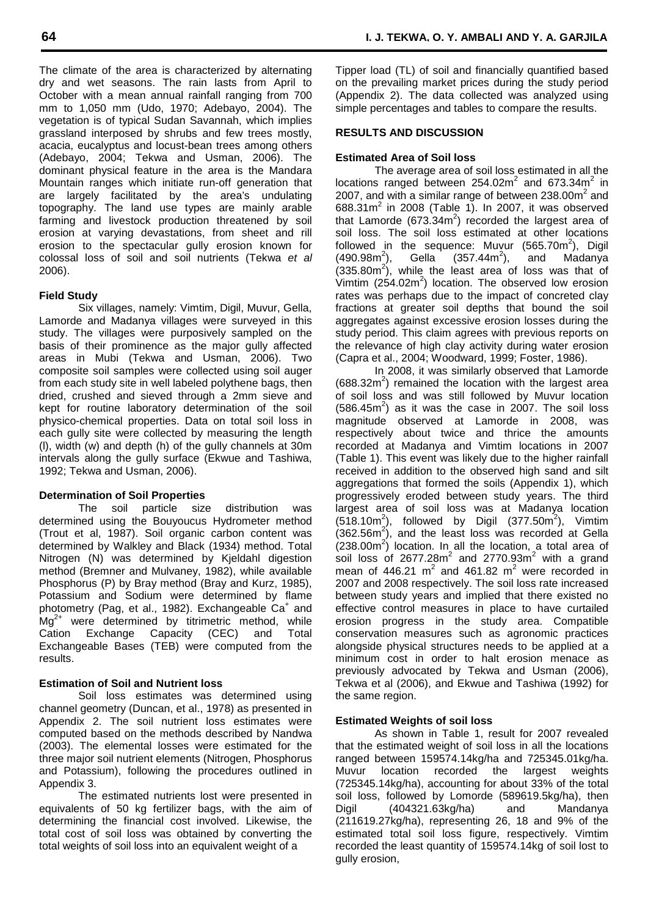The climate of the area is characterized by alternating dry and wet seasons. The rain lasts from April to October with a mean annual rainfall ranging from 700 mm to 1,050 mm (Udo, 1970; Adebayo, 2004). The vegetation is of typical Sudan Savannah, which implies grassland interposed by shrubs and few trees mostly, acacia, eucalyptus and locust-bean trees among others (Adebayo, 2004; Tekwa and Usman, 2006). The dominant physical feature in the area is the Mandara Mountain ranges which initiate run-off generation that are largely facilitated by the area's undulating topography. The land use types are mainly arable farming and livestock production threatened by soil erosion at varying devastations, from sheet and rill erosion to the spectacular gully erosion known for colossal loss of soil and soil nutrients (Tekwa *et al* 2006).

### Field Study

Six villages, namely: Vimtim, Digil, Muvur, Gella, Lamorde and Madanya villages were surveyed in this study. The villages were purposively sampled on the basis of their prominence as the major gully affected areas in Mubi (Tekwa and Usman, 2006). Two composite soil samples were collected using soil auger from each study site in well labeled polythene bags, then dried, crushed and sieved through a 2mm sieve and kept for routine laboratory determination of the soil physico-chemical properties. Data on total soil loss in each gully site were collected by measuring the length (l), width (w) and depth (h) of the gully channels at 30m intervals along the gully surface (Ekwue and Tashiwa, 1992; Tekwa and Usman, 2006).

### Determination of Soil Properties

The soil particle size distribution was determined using the Bouyoucus Hydrometer method (Trout et al, 1987). Soil organic carbon content was determined by Walkley and Black (1934) method. Total Nitrogen (N) was determined by Kjeldahl digestion method (Bremner and Mulvaney, 1982), while available Phosphorus (P) by Bray method (Bray and Kurz, 1985), Potassium and Sodium were determined by flame photometry (Pag, et al., 1982). Exchangeable $Ca^{+}$ and $Mg^{2+}$ were determined by titrimetric method, while Cation Exchange Capacity (CEC) and Total Exchangeable Bases (TEB) were computed from the results.

### Estimation of Soil and Nutrient loss

Soil loss estimates was determined using channel geometry (Duncan, et al., 1978) as presented in Appendix 2. The soil nutrient loss estimates were computed based on the methods described by Nandwa (2003). The elemental losses were estimated for the three major soil nutrient elements (Nitrogen, Phosphorus and Potassium), following the procedures outlined in Appendix 3.

The estimated nutrients lost were presented in equivalents of 50 kg fertilizer bags, with the aim of determining the financial cost involved. Likewise, the total cost of soil loss was obtained by converting the total weights of soil loss into an equivalent weight of a Tipper load (TL) of soil and financially quantified based on the prevailing market prices during the study period (Appendix 2). The data collected was analyzed using simple percentages and tables to compare the results.

## RESULTS AND DISCUSSION

### Estimated Area of Soil loss

The average area of soil loss estimated in all the locations ranged between 254.02m$^2$ and 673.34m$^2$ in 2007, and with a similar range of between 238.00m$^2$ and 688.31m$^2$ in 2008 (Table 1). In 2007, it was observed that Lamorde (673.34m$^2$) recorded the largest area of soil loss. The soil loss estimated at other locations followed in the sequence: Muvur (565.70m$^2$), Digil (490.98m$^2$), Gella (357.44m$^2$), and Madanya (335.80m$^2$), while the least area of loss was that of Vimtim (254.02m$^2$) location. The observed low erosion rates was perhaps due to the impact of concreted clay fractions at greater soil depths that bound the soil aggregates against excessive erosion losses during the study period. This claim agrees with previous reports on the relevance of high clay activity during water erosion (Capra et al., 2004; Woodward, 1999; Foster, 1986).

In 2008, it was similarly observed that Lamorde (688.32m$^2$) remained the location with the largest area of soil loss and was still followed by Muvur location (586.45m$^2$) as it was the case in 2007. The soil loss magnitude observed at Lamorde in 2008, was respectively about twice and thrice the amounts recorded at Madanya and Vimtim locations in 2007 (Table 1). This event was likely due to the higher rainfall received in addition to the observed high sand and silt aggregations that formed the soils (Appendix 1), which progressively eroded between study years. The third largest area of soil loss was at Madanya location (518.10m$^2$), followed by Digil (377.50m$^2$), Vimtim (362.56m$^2$), and the least loss was recorded at Gella (238.00m$^2$) location. In all the location, a total area of soil loss of 2677.28m$^2$ and 2770.93m$^2$ with a grand mean of 446.21 m$^2$ and 461.82 m$^2$ were recorded in 2007 and 2008 respectively. The soil loss rate increased between study years and implied that there existed no effective control measures in place to have curtailed erosion progress in the study area. Compatible conservation measures such as agronomic practices alongside physical structures needs to be applied at a minimum cost in order to halt erosion menace as previously advocated by Tekwa and Usman (2006), Tekwa et al (2006), and Ekwue and Tashiwa (1992) for the same region.

### Estimated Weights of soil loss

As shown in Table 1, result for 2007 revealed that the estimated weight of soil loss in all the locations ranged between 159574.14kg/ha and 725345.01kg/ha. Muvur location recorded the largest weights (725345.14kg/ha), accounting for about 33% of the total soil loss, followed by Lomorde (589619.5kg/ha), then Digil (404321.63kg/ha) and Mandanya (211619.27kg/ha), representing 26, 18 and 9% of the estimated total soil loss figure, respectively. Vimtim recorded the least quantity of 159574.14kg of soil lost to gully erosion,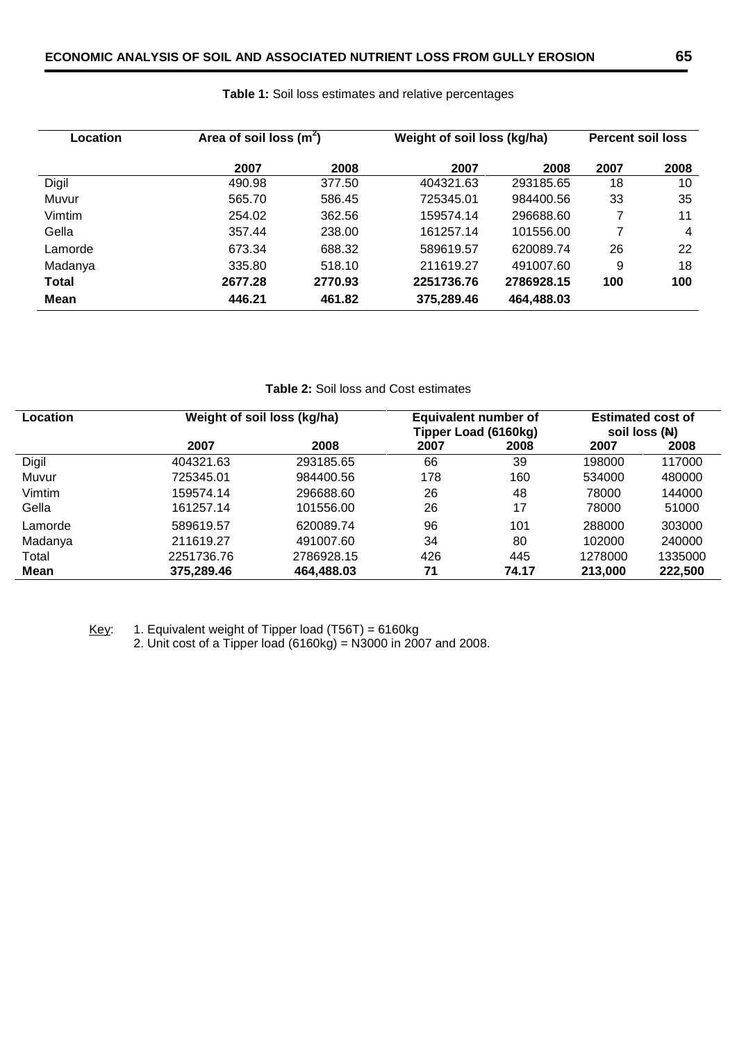**Table 1:** Soil loss estimates and relative percentages

| Location | Area of soil loss ($m^2$) | | Weight of soil loss (kg/ha) | | Percent soil loss | |
|---|---|---|---|---|---|---|
| | **2007** | **2008** | **2007** | **2008** | **2007** | **2008** |
| Digil | 490.98 | 377.50 | 404321.63 | 293185.65 | 18 | 10 |
| Muvur | 565.70 | 586.45 | 725345.01 | 984400.56 | 33 | 35 |
| Vimtim | 254.02 | 362.56 | 159574.14 | 296688.60 | 7 | 11 |
| Gella | 357.44 | 238.00 | 161257.14 | 101556.00 | 7 | 4 |
| Lamorde | 673.34 | 688.32 | 589619.57 | 620089.74 | 26 | 22 |
| Madanya | 335.80 | 518.10 | 211619.27 | 491007.60 | 9 | 18 |
| **Total** | **2677.28** | **2770.93** | **2251736.76** | **2786928.15** | **100** | **100** |
| **Mean** | **446.21** | **461.82** | **375,289.46** | **464,488.03** | | |

**Table 2:** Soil loss and Cost estimates

| Location | Weight of soil loss (kg/ha) | | Equivalent number of Tipper Load (6160kg) | | Estimated cost of soil loss (₦) | |
|---|---|---|---|---|---|---|
| | **2007** | **2008** | **2007** | **2008** | **2007** | **2008** |
| Digil | 404321.63 | 293185.65 | 66 | 39 | 198000 | 117000 |
| Muvur | 725345.01 | 984400.56 | 178 | 160 | 534000 | 480000 |
| Vimtim | 159574.14 | 296688.60 | 26 | 48 | 78000 | 144000 |
| Gella | 161257.14 | 101556.00 | 26 | 17 | 78000 | 51000 |
| Lamorde | 589619.57 | 620089.74 | 96 | 101 | 288000 | 303000 |
| Madanya | 211619.27 | 491007.60 | 34 | 80 | 102000 | 240000 |
| Total | 2251736.76 | 2786928.15 | 426 | 445 | 1278000 | 1335000 |
| **Mean** | **375,289.46** | **464,488.03** | **71** | **74.17** | **213,000** | **222,500** |

Key: 1. Equivalent weight of Tipper load (T56T) = 6160kg
2. Unit cost of a Tipper load (6160kg) = N3000 in 2007 and 2008.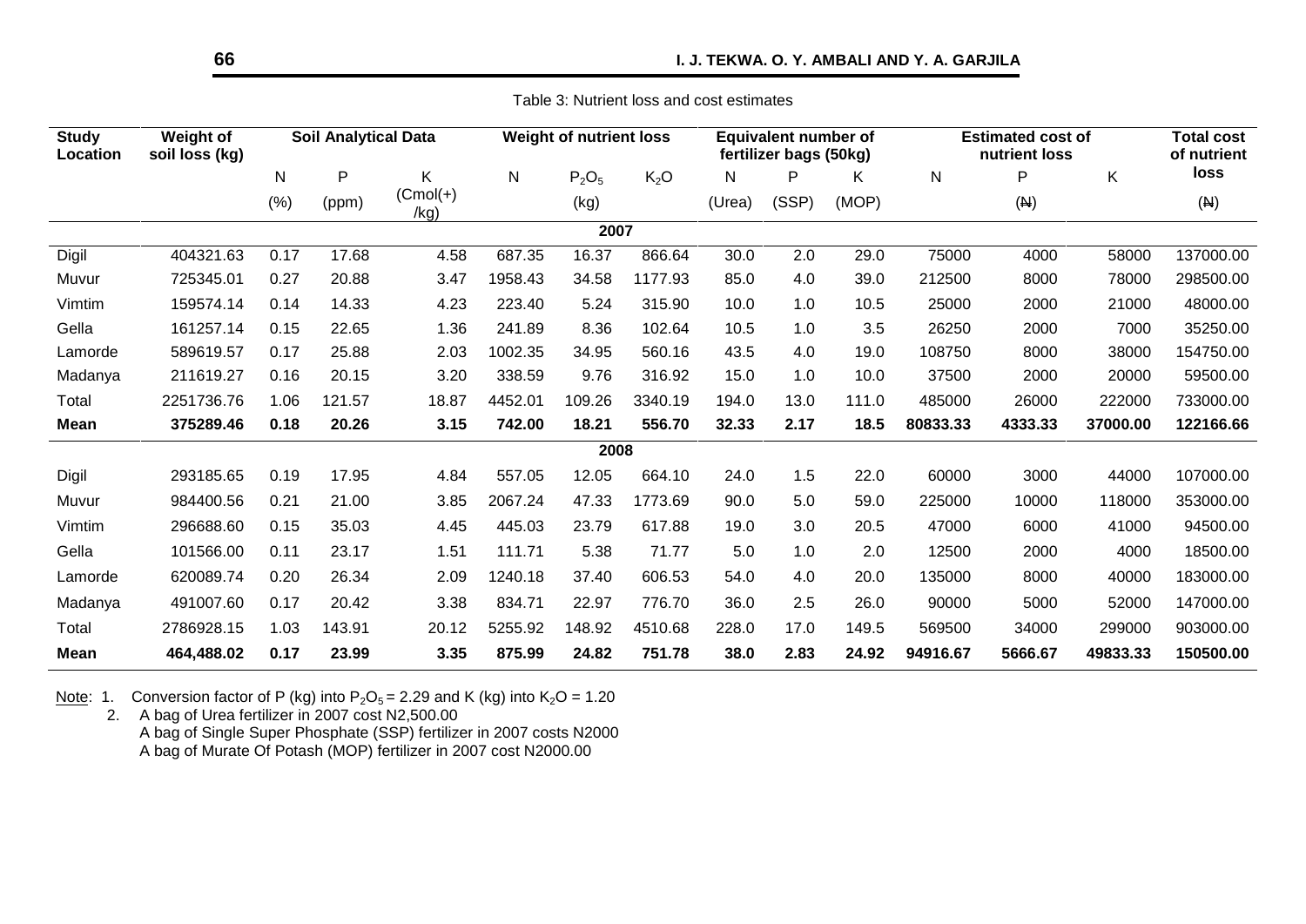Table 3: Nutrient loss and cost estimates

| Study Location | Weight of soil loss (kg) | Soil Analytical Data | | | Weight of nutrient loss | | | Equivalent number of fertilizer bags (50kg) | | | Estimated cost of nutrient loss | | | Total cost of nutrient loss |
|---|---|---|---|---|---|---|---|---|---|---|---|---|---|---|
| | | N | P | K | N | $P_2O_5$ | $K_2O$ | N | P | K | N | P | K | |
| | | (%) | (ppm) | (Cmol(+) /kg) | | (kg) | | (Urea) | (SSP) | (MOP) | | (₦) | | (₦) |
| **2007** | | | | | | | | | | | | | | |
| Digil | 404321.63 | 0.17 | 17.68 | 4.58 | 687.35 | 16.37 | 866.64 | 30.0 | 2.0 | 29.0 | 75000 | 4000 | 58000 | 137000.00 |
| Muvur | 725345.01 | 0.27 | 20.88 | 3.47 | 1958.43 | 34.58 | 1177.93 | 85.0 | 4.0 | 39.0 | 212500 | 8000 | 78000 | 298500.00 |
| Vimtim | 159574.14 | 0.14 | 14.33 | 4.23 | 223.40 | 5.24 | 315.90 | 10.0 | 1.0 | 10.5 | 25000 | 2000 | 21000 | 48000.00 |
| Gella | 161257.14 | 0.15 | 22.65 | 1.36 | 241.89 | 8.36 | 102.64 | 10.5 | 1.0 | 3.5 | 26250 | 2000 | 7000 | 35250.00 |
| Lamorde | 589619.57 | 0.17 | 25.88 | 2.03 | 1002.35 | 34.95 | 560.16 | 43.5 | 4.0 | 19.0 | 108750 | 8000 | 38000 | 154750.00 |
| Madanya | 211619.27 | 0.16 | 20.15 | 3.20 | 338.59 | 9.76 | 316.92 | 15.0 | 1.0 | 10.0 | 37500 | 2000 | 20000 | 59500.00 |
| Total | 2251736.76 | 1.06 | 121.57 | 18.87 | 4452.01 | 109.26 | 3340.19 | 194.0 | 13.0 | 111.0 | 485000 | 26000 | 222000 | 733000.00 |
| **Mean** | **375289.46** | **0.18** | **20.26** | **3.15** | **742.00** | **18.21** | **556.70** | **32.33** | **2.17** | **18.5** | **80833.33** | **4333.33** | **37000.00** | **122166.66** |
| **2008** | | | | | | | | | | | | | | |
| Digil | 293185.65 | 0.19 | 17.95 | 4.84 | 557.05 | 12.05 | 664.10 | 24.0 | 1.5 | 22.0 | 60000 | 3000 | 44000 | 107000.00 |
| Muvur | 984400.56 | 0.21 | 21.00 | 3.85 | 2067.24 | 47.33 | 1773.69 | 90.0 | 5.0 | 59.0 | 225000 | 10000 | 118000 | 353000.00 |
| Vimtim | 296688.60 | 0.15 | 35.03 | 4.45 | 445.03 | 23.79 | 617.88 | 19.0 | 3.0 | 20.5 | 47000 | 6000 | 41000 | 94500.00 |
| Gella | 101566.00 | 0.11 | 23.17 | 1.51 | 111.71 | 5.38 | 71.77 | 5.0 | 1.0 | 2.0 | 12500 | 2000 | 4000 | 18500.00 |
| Lamorde | 620089.74 | 0.20 | 26.34 | 2.09 | 1240.18 | 37.40 | 606.53 | 54.0 | 4.0 | 20.0 | 135000 | 8000 | 40000 | 183000.00 |
| Madanya | 491007.60 | 0.17 | 20.42 | 3.38 | 834.71 | 22.97 | 776.70 | 36.0 | 2.5 | 26.0 | 90000 | 5000 | 52000 | 147000.00 |
| Total | 2786928.15 | 1.03 | 143.91 | 20.12 | 5255.92 | 148.92 | 4510.68 | 228.0 | 17.0 | 149.5 | 569500 | 34000 | 299000 | 903000.00 |
| **Mean** | **464,488.02** | **0.17** | **23.99** | **3.35** | **875.99** | **24.82** | **751.78** | **38.0** | **2.83** | **24.92** | **94916.67** | **5666.67** | **49833.33** | **150500.00** |

Note: 1. Conversion factor of P (kg) into $P_2O_5$ = 2.29 and K (kg) into $K_2O$ = 1.20

2. A bag of Urea fertilizer in 2007 cost N2,500.00
A bag of Single Super Phosphate (SSP) fertilizer in 2007 costs N2000
A bag of Murate Of Potash (MOP) fertilizer in 2007 cost N2000.00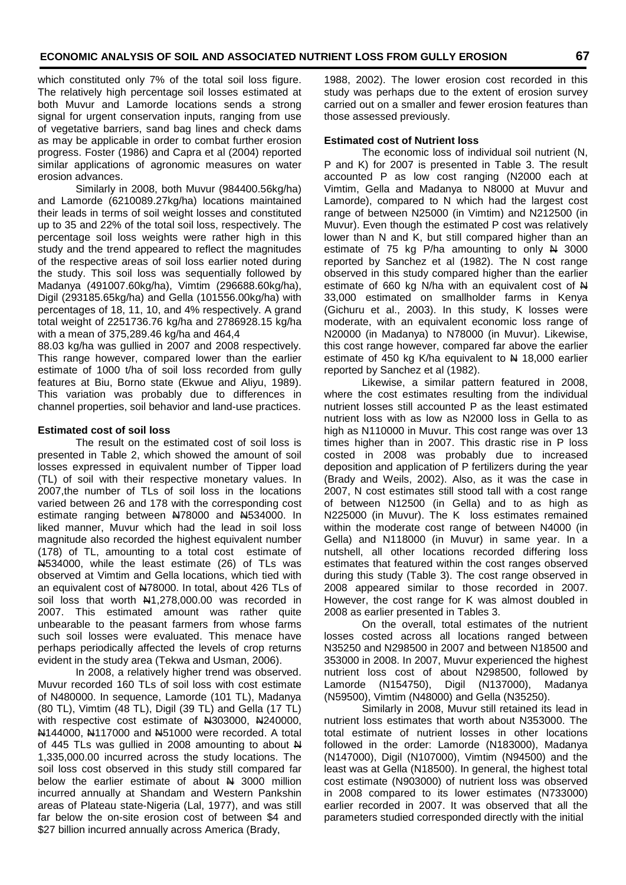which constituted only 7% of the total soil loss figure. The relatively high percentage soil losses estimated at both Muvur and Lamorde locations sends a strong signal for urgent conservation inputs, ranging from use of vegetative barriers, sand bag lines and check dams as may be applicable in order to combat further erosion progress. Foster (1986) and Capra et al (2004) reported similar applications of agronomic measures on water erosion advances.

Similarly in 2008, both Muvur (984400.56kg/ha) and Lamorde (6210089.27kg/ha) locations maintained their leads in terms of soil weight losses and constituted up to 35 and 22% of the total soil loss, respectively. The percentage soil loss weights were rather high in this study and the trend appeared to reflect the magnitudes of the respective areas of soil loss earlier noted during the study. This soil loss was sequentially followed by Madanya (491007.60kg/ha), Vimtim (296688.60kg/ha), Digil (293185.65kg/ha) and Gella (101556.00kg/ha) with percentages of 18, 11, 10, and 4% respectively. A grand total weight of 2251736.76 kg/ha and 2786928.15 kg/ha with a mean of 375,289.46 kg/ha and 464,4 88.03 kg/ha was gullied in 2007 and 2008 respectively. This range however, compared lower than the earlier estimate of 1000 t/ha of soil loss recorded from gully features at Biu, Borno state (Ekwue and Aliyu, 1989). This variation was probably due to differences in channel properties, soil behavior and land-use practices.

**Estimated cost of soil loss**

The result on the estimated cost of soil loss is presented in Table 2, which showed the amount of soil losses expressed in equivalent number of Tipper load (TL) of soil with their respective monetary values. In 2007,the number of TLs of soil loss in the locations varied between 26 and 178 with the corresponding cost estimate ranging between ₦78000 and ₦534000. In liked manner, Muvur which had the lead in soil loss magnitude also recorded the highest equivalent number (178) of TL, amounting to a total cost estimate of ₦534000, while the least estimate (26) of TLs was observed at Vimtim and Gella locations, which tied with an equivalent cost of ₦78000. In total, about 426 TLs of soil loss that worth ₦1,278,000.00 was recorded in 2007. This estimated amount was rather quite unbearable to the peasant farmers from whose farms such soil losses were evaluated. This menace have perhaps periodically affected the levels of crop returns evident in the study area (Tekwa and Usman, 2006).

In 2008, a relatively higher trend was observed. Muvur recorded 160 TLs of soil loss with cost estimate of N480000. In sequence, Lamorde (101 TL), Madanya (80 TL), Vimtim (48 TL), Digil (39 TL) and Gella (17 TL) with respective cost estimate of ₦303000, ₦240000, ₦144000, ₦117000 and ₦51000 were recorded. A total of 445 TLs was gullied in 2008 amounting to about ₦ 1,335,000.00 incurred across the study locations. The soil loss cost observed in this study still compared far below the earlier estimate of about ₦ 3000 million incurred annually at Shandam and Western Pankshin areas of Plateau state-Nigeria (Lal, 1977), and was still far below the on-site erosion cost of between $4 and $27 billion incurred annually across America (Brady, 1988, 2002). The lower erosion cost recorded in this study was perhaps due to the extent of erosion survey carried out on a smaller and fewer erosion features than those assessed previously.

**Estimated cost of Nutrient loss**

The economic loss of individual soil nutrient (N, P and K) for 2007 is presented in Table 3. The result accounted P as low cost ranging (N2000 each at Vimtim, Gella and Madanya to N8000 at Muvur and Lamorde), compared to N which had the largest cost range of between N25000 (in Vimtim) and N212500 (in Muvur). Even though the estimated P cost was relatively lower than N and K, but still compared higher than an estimate of 75 kg P/ha amounting to only ₦ 3000 reported by Sanchez et al (1982). The N cost range observed in this study compared higher than the earlier estimate of 660 kg N/ha with an equivalent cost of ₦ 33,000 estimated on smallholder farms in Kenya (Gichuru et al., 2003). In this study, K losses were moderate, with an equivalent economic loss range of N20000 (in Madanya) to N78000 (in Muvur). Likewise, this cost range however, compared far above the earlier estimate of 450 kg K/ha equivalent to ₦ 18,000 earlier reported by Sanchez et al (1982).

Likewise, a similar pattern featured in 2008, where the cost estimates resulting from the individual nutrient losses still accounted P as the least estimated nutrient loss with as low as N2000 loss in Gella to as high as N110000 in Muvur. This cost range was over 13 times higher than in 2007. This drastic rise in P loss costed in 2008 was probably due to increased deposition and application of P fertilizers during the year (Brady and Weils, 2002). Also, as it was the case in 2007, N cost estimates still stood tall with a cost range of between N12500 (in Gella) and to as high as N225000 (in Muvur). The K loss estimates remained within the moderate cost range of between N4000 (in Gella) and N118000 (in Muvur) in same year. In a nutshell, all other locations recorded differing loss estimates that featured within the cost ranges observed during this study (Table 3). The cost range observed in 2008 appeared similar to those recorded in 2007. However, the cost range for K was almost doubled in 2008 as earlier presented in Tables 3.

On the overall, total estimates of the nutrient losses costed across all locations ranged between N35250 and N298500 in 2007 and between N18500 and 353000 in 2008. In 2007, Muvur experienced the highest nutrient loss cost of about N298500, followed by Lamorde (N154750), Digil (N137000), Madanya (N59500), Vimtim (N48000) and Gella (N35250).

Similarly in 2008, Muvur still retained its lead in nutrient loss estimates that worth about N353000. The total estimate of nutrient losses in other locations followed in the order: Lamorde (N183000), Madanya (N147000), Digil (N107000), Vimtim (N94500) and the least was at Gella (N18500). In general, the highest total cost estimate (N903000) of nutrient loss was observed in 2008 compared to its lower estimates (N733000) earlier recorded in 2007. It was observed that all the parameters studied corresponded directly with the initial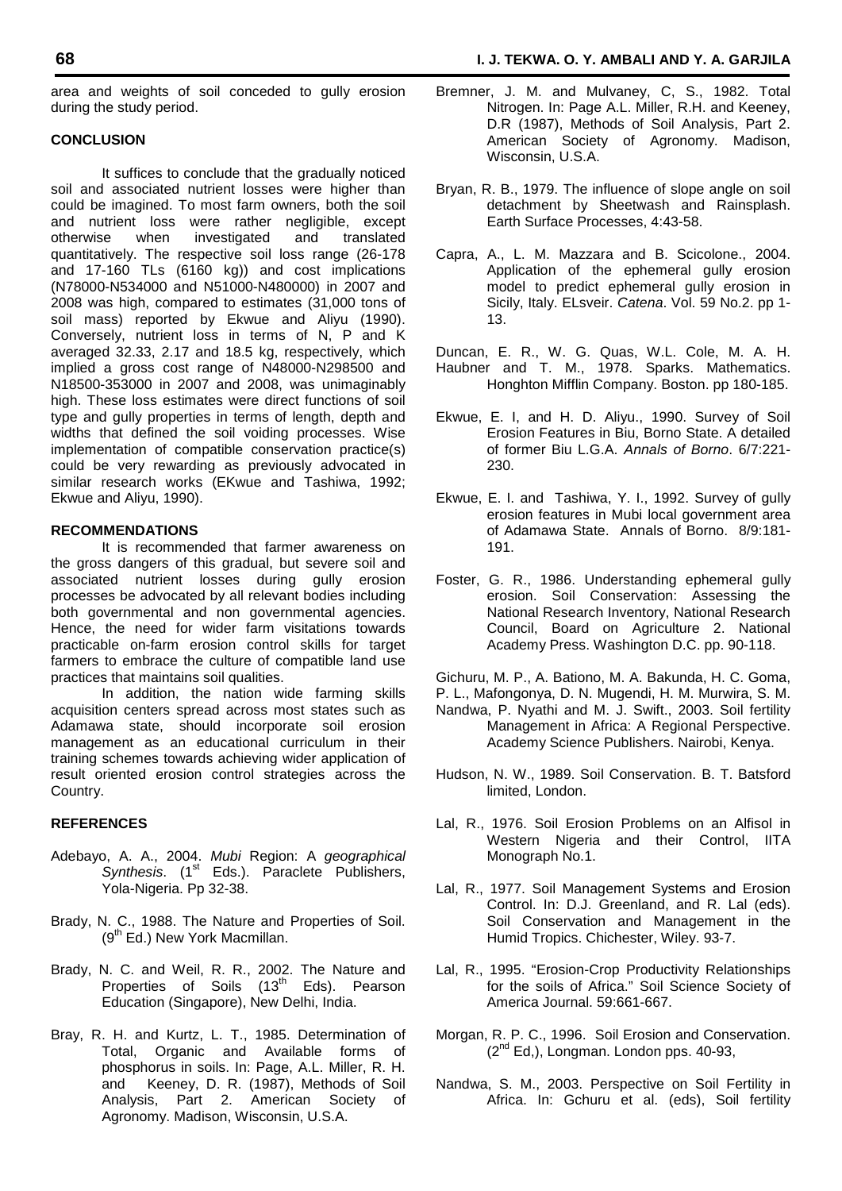area and weights of soil conceded to gully erosion during the study period.

## CONCLUSION

It suffices to conclude that the gradually noticed soil and associated nutrient losses were higher than could be imagined. To most farm owners, both the soil and nutrient loss were rather negligible, except otherwise when investigated and translated quantitatively. The respective soil loss range (26-178 and 17-160 TLs (6160 kg)) and cost implications (N78000-N534000 and N51000-N480000) in 2007 and 2008 was high, compared to estimates (31,000 tons of soil mass) reported by Ekwue and Aliyu (1990). Conversely, nutrient loss in terms of N, P and K averaged 32.33, 2.17 and 18.5 kg, respectively, which implied a gross cost range of N48000-N298500 and N18500-353000 in 2007 and 2008, was unimaginably high. These loss estimates were direct functions of soil type and gully properties in terms of length, depth and widths that defined the soil voiding processes. Wise implementation of compatible conservation practice(s) could be very rewarding as previously advocated in similar research works (EKwue and Tashiwa, 1992; Ekwue and Aliyu, 1990).

## RECOMMENDATIONS

It is recommended that farmer awareness on the gross dangers of this gradual, but severe soil and associated nutrient losses during gully erosion processes be advocated by all relevant bodies including both governmental and non governmental agencies. Hence, the need for wider farm visitations towards practicable on-farm erosion control skills for target farmers to embrace the culture of compatible land use practices that maintains soil qualities.

In addition, the nation wide farming skills acquisition centers spread across most states such as Adamawa state, should incorporate soil erosion management as an educational curriculum in their training schemes towards achieving wider application of result oriented erosion control strategies across the Country.

## REFERENCES

Adebayo, A. A., 2004. *Mubi* Region: A *geographical Synthesis*. (1st Eds.). Paraclete Publishers, Yola-Nigeria. Pp 32-38.

Brady, N. C., 1988. The Nature and Properties of Soil. (9th Ed.) New York Macmillan.

Brady, N. C. and Weil, R. R., 2002. The Nature and Properties of Soils (13th Eds). Pearson Education (Singapore), New Delhi, India.

Bray, R. H. and Kurtz, L. T., 1985. Determination of Total, Organic and Available forms of phosphorus in soils. In: Page, A.L. Miller, R. H. and Keeney, D. R. (1987), Methods of Soil Analysis, Part 2. American Society of Agronomy. Madison, Wisconsin, U.S.A.

Bremner, J. M. and Mulvaney, C, S., 1982. Total Nitrogen. In: Page A.L. Miller, R.H. and Keeney, D.R (1987), Methods of Soil Analysis, Part 2. American Society of Agronomy. Madison, Wisconsin, U.S.A.

Bryan, R. B., 1979. The influence of slope angle on soil detachment by Sheetwash and Rainsplash. Earth Surface Processes, 4:43-58.

Capra, A., L. M. Mazzara and B. Scicolone., 2004. Application of the ephemeral gully erosion model to predict ephemeral gully erosion in Sicily, Italy. ELsveir. *Catena*. Vol. 59 No.2. pp 1-13.

Duncan, E. R., W. G. Quas, W.L. Cole, M. A. H. Haubner and T. M., 1978. Sparks. Mathematics. Honghton Mifflin Company. Boston. pp 180-185.

Ekwue, E. I, and H. D. Aliyu., 1990. Survey of Soil Erosion Features in Biu, Borno State. A detailed of former Biu L.G.A. *Annals of Borno*. 6/7:221-230.

Ekwue, E. I. and Tashiwa, Y. I., 1992. Survey of gully erosion features in Mubi local government area of Adamawa State. Annals of Borno. 8/9:181-191.

Foster, G. R., 1986. Understanding ephemeral gully erosion. Soil Conservation: Assessing the National Research Inventory, National Research Council, Board on Agriculture 2. National Academy Press. Washington D.C. pp. 90-118.

Gichuru, M. P., A. Bationo, M. A. Bakunda, H. C. Goma, P. L., Mafongonya, D. N. Mugendi, H. M. Murwira, S. M. Nandwa, P. Nyathi and M. J. Swift., 2003. Soil fertility Management in Africa: A Regional Perspective. Academy Science Publishers. Nairobi, Kenya.

Hudson, N. W., 1989. Soil Conservation. B. T. Batsford limited, London.

Lal, R., 1976. Soil Erosion Problems on an Alfisol in Western Nigeria and their Control, IITA Monograph No.1.

Lal, R., 1977. Soil Management Systems and Erosion Control. In: D.J. Greenland, and R. Lal (eds). Soil Conservation and Management in the Humid Tropics. Chichester, Wiley. 93-7.

Lal, R., 1995. "Erosion-Crop Productivity Relationships for the soils of Africa." Soil Science Society of America Journal. 59:661-667.

Morgan, R. P. C., 1996. Soil Erosion and Conservation. (2nd Ed,), Longman. London pps. 40-93,

Nandwa, S. M., 2003. Perspective on Soil Fertility in Africa. In: Gchuru et al. (eds), Soil fertility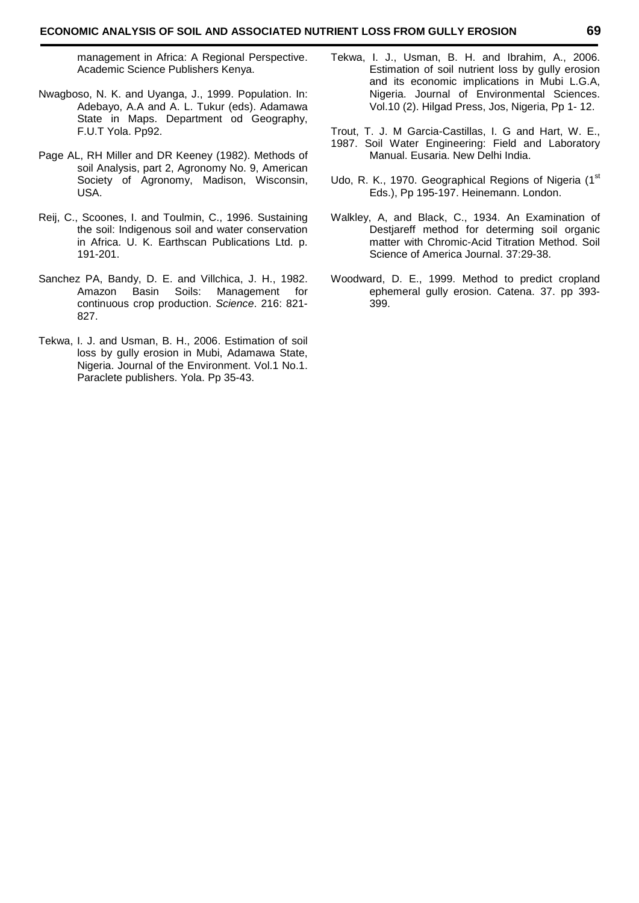management in Africa: A Regional Perspective. Academic Science Publishers Kenya.

Nwagboso, N. K. and Uyanga, J., 1999. Population. In: Adebayo, A.A and A. L. Tukur (eds). Adamawa State in Maps. Department od Geography, F.U.T Yola. Pp92.

Page AL, RH Miller and DR Keeney (1982). Methods of soil Analysis, part 2, Agronomy No. 9, American Society of Agronomy, Madison, Wisconsin, USA.

Reij, C., Scoones, I. and Toulmin, C., 1996. Sustaining the soil: Indigenous soil and water conservation in Africa. U. K. Earthscan Publications Ltd. p. 191-201.

Sanchez PA, Bandy, D. E. and Villchica, J. H., 1982. Amazon Basin Soils: Management for continuous crop production. *Science*. 216: 821-827.

Tekwa, I. J. and Usman, B. H., 2006. Estimation of soil loss by gully erosion in Mubi, Adamawa State, Nigeria. Journal of the Environment. Vol.1 No.1. Paraclete publishers. Yola. Pp 35-43.

Tekwa, I. J., Usman, B. H. and Ibrahim, A., 2006. Estimation of soil nutrient loss by gully erosion and its economic implications in Mubi L.G.A, Nigeria. Journal of Environmental Sciences. Vol.10 (2). Hilgad Press, Jos, Nigeria, Pp 1- 12.

Trout, T. J. M Garcia-Castillas, I. G and Hart, W. E., 1987. Soil Water Engineering: Field and Laboratory Manual. Eusaria. New Delhi India.

Udo, R. K., 1970. Geographical Regions of Nigeria (1st Eds.), Pp 195-197. Heinemann. London.

Walkley, A, and Black, C., 1934. An Examination of Destjareff method for determing soil organic matter with Chromic-Acid Titration Method. Soil Science of America Journal. 37:29-38.

Woodward, D. E., 1999. Method to predict cropland ephemeral gully erosion. Catena. 37. pp 393-399.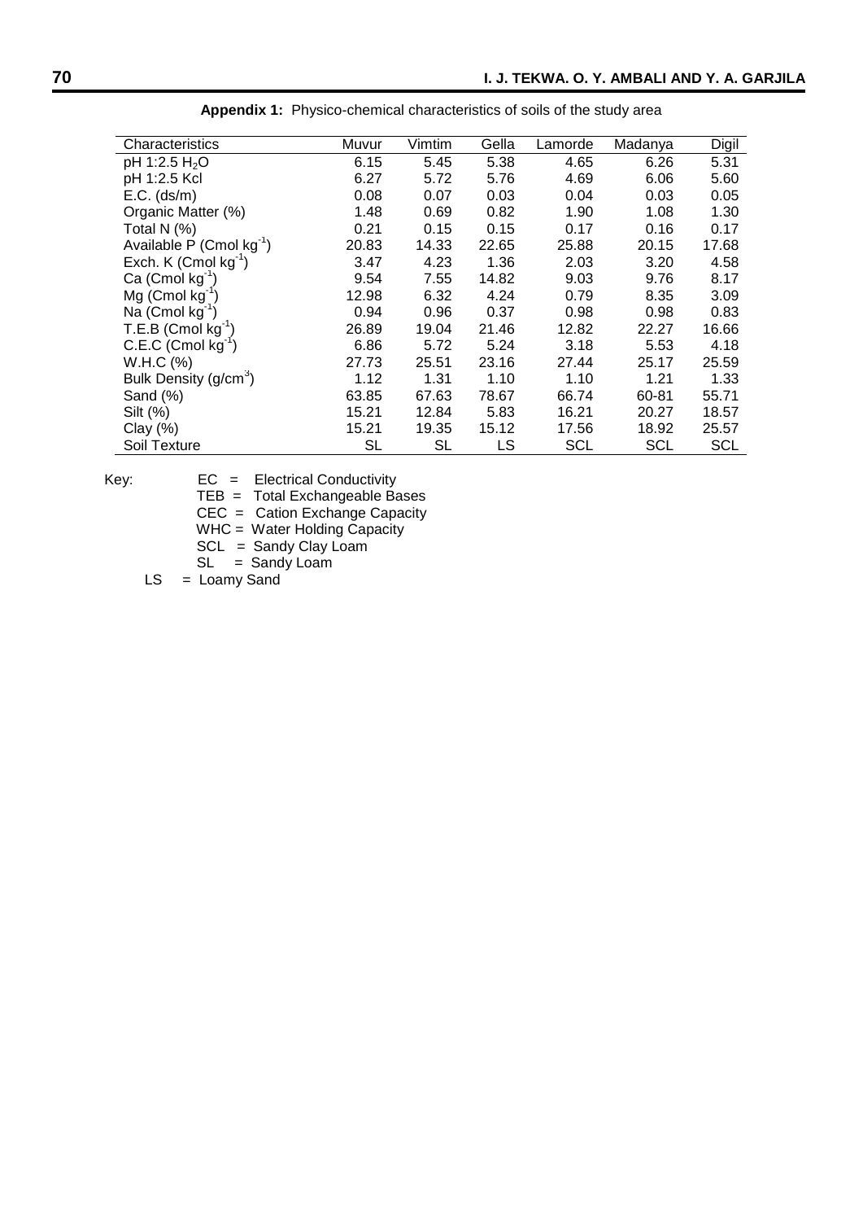**Appendix 1:** Physico-chemical characteristics of soils of the study area

| Characteristics | Muvur | Vimtim | Gella | Lamorde | Madanya | Digil |
|---|---|---|---|---|---|---|
| pH 1:2.5 $H_2O$ | 6.15 | 5.45 | 5.38 | 4.65 | 6.26 | 5.31 |
| pH 1:2.5 Kcl | 6.27 | 5.72 | 5.76 | 4.69 | 6.06 | 5.60 |
| E.C. (ds/m) | 0.08 | 0.07 | 0.03 | 0.04 | 0.03 | 0.05 |
| Organic Matter (%) | 1.48 | 0.69 | 0.82 | 1.90 | 1.08 | 1.30 |
| Total N (%) | 0.21 | 0.15 | 0.15 | 0.17 | 0.16 | 0.17 |
| Available P (Cmol $kg^{-1}$) | 20.83 | 14.33 | 22.65 | 25.88 | 20.15 | 17.68 |
| Exch. K (Cmol $kg^{-1}$) | 3.47 | 4.23 | 1.36 | 2.03 | 3.20 | 4.58 |
| Ca (Cmol $kg^{-1}$) | 9.54 | 7.55 | 14.82 | 9.03 | 9.76 | 8.17 |
| Mg (Cmol $kg^{-1}$) | 12.98 | 6.32 | 4.24 | 0.79 | 8.35 | 3.09 |
| Na (Cmol $kg^{-1}$) | 0.94 | 0.96 | 0.37 | 0.98 | 0.98 | 0.83 |
| T.E.B (Cmol $kg^{-1}$) | 26.89 | 19.04 | 21.46 | 12.82 | 22.27 | 16.66 |
| C.E.C (Cmol $kg^{-1}$) | 6.86 | 5.72 | 5.24 | 3.18 | 5.53 | 4.18 |
| W.H.C (%) | 27.73 | 25.51 | 23.16 | 27.44 | 25.17 | 25.59 |
| Bulk Density ($g/cm^3$) | 1.12 | 1.31 | 1.10 | 1.10 | 1.21 | 1.33 |
| Sand (%) | 63.85 | 67.63 | 78.67 | 66.74 | 60-81 | 55.71 |
| Silt (%) | 15.21 | 12.84 | 5.83 | 16.21 | 20.27 | 18.57 |
| Clay (%) | 15.21 | 19.35 | 15.12 | 17.56 | 18.92 | 25.57 |
| Soil Texture | SL | SL | LS | SCL | SCL | SCL |

Key:
EC = Electrical Conductivity
TEB = Total Exchangeable Bases
CEC = Cation Exchange Capacity
WHC = Water Holding Capacity
SCL = Sandy Clay Loam
SL = Sandy Loam
LS = Loamy Sand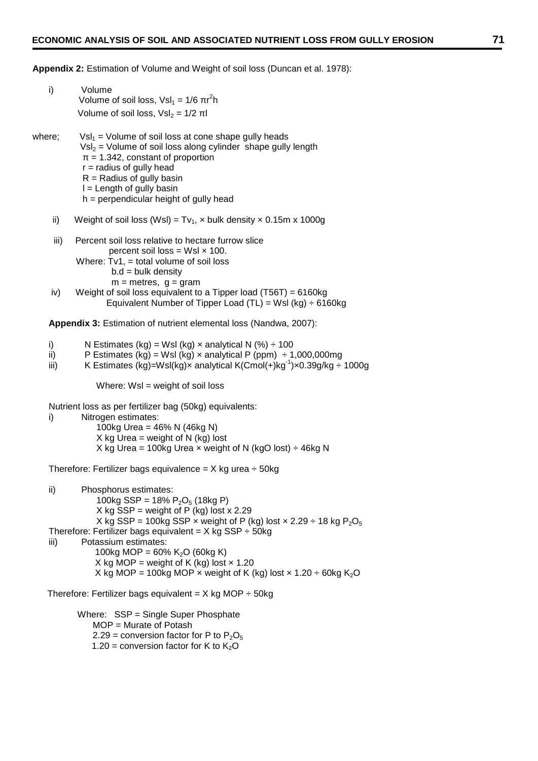**Appendix 2:** Estimation of Volume and Weight of soil loss (Duncan et al. 1978):

i) Volume

Volume of soil loss, $Vsl_1 = 1/6\ \pi r^2 h$

Volume of soil loss, $Vsl_2 = 1/2\ \pi l$

where;

$Vsl_1$ = Volume of soil loss at cone shape gully heads

$Vsl_2$ = Volume of soil loss along cylinder shape gully length

$\pi$ = 1.342, constant of proportion

r = radius of gully head

R = Radius of gully basin

l = Length of gully basin

h = perpendicular height of gully head

ii) Weight of soil loss (Wsl) = $Tv_1$, × bulk density × 0.15m x 1000g

iii) Percent soil loss relative to hectare furrow slice

percent soil loss = Wsl × 100.

Where: Tv1, = total volume of soil loss

b.d = bulk density

m = metres, g = gram

iv) Weight of soil loss equivalent to a Tipper load (T56T) = 6160kg

Equivalent Number of Tipper Load (TL) = Wsl (kg) ÷ 6160kg

**Appendix 3:** Estimation of nutrient elemental loss (Nandwa, 2007):

i) N Estimates (kg) = Wsl (kg) × analytical N (%) ÷ 100

ii) P Estimates (kg) = Wsl (kg) × analytical P (ppm) ÷ 1,000,000mg

iii) K Estimates (kg)=Wsl(kg)× analytical K(Cmol(+)$kg^{-1}$)×0.39g/kg ÷ 1000g

Where: Wsl = weight of soil loss

Nutrient loss as per fertilizer bag (50kg) equivalents:

i) Nitrogen estimates:

100kg Urea = 46% N (46kg N)

X kg Urea = weight of N (kg) lost

X kg Urea = 100kg Urea × weight of N (kgO lost) ÷ 46kg N

Therefore: Fertilizer bags equivalence = X kg urea ÷ 50kg

ii) Phosphorus estimates:

100kg SSP = 18% $P_2O_5$ (18kg P)

X kg SSP = weight of P (kg) lost x 2.29

X kg SSP = 100kg SSP × weight of P (kg) lost × 2.29 ÷ 18 kg $P_2O_5$

Therefore: Fertilizer bags equivalent = X kg SSP ÷ 50kg

iii) Potassium estimates:

100kg MOP = 60% $K_2O$ (60kg K)

X kg MOP = weight of K (kg) lost × 1.20

X kg MOP = 100kg MOP × weight of K (kg) lost × 1.20 ÷ 60kg $K_2O$

Therefore: Fertilizer bags equivalent = X kg MOP ÷ 50kg

Where: SSP = Single Super Phosphate

MOP = Murate of Potash

2.29 = conversion factor for P to $P_2O_5$

1.20 = conversion factor for K to $K_2O$